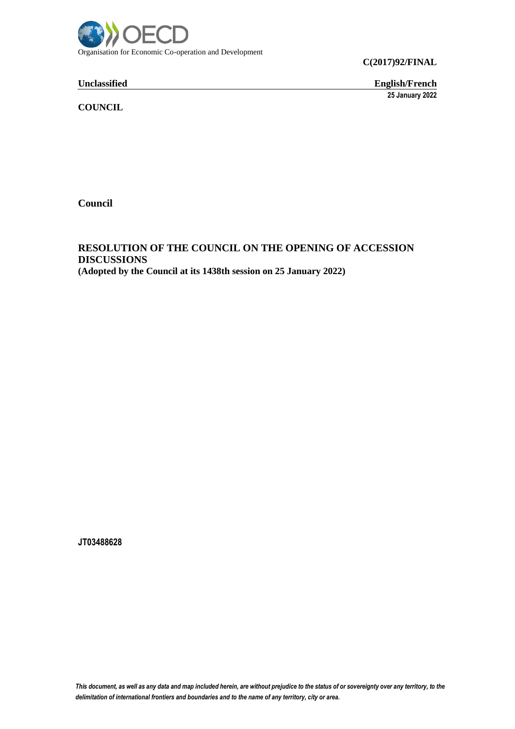Organisation for Economic Co-operation and Development

**C(2017)92/FINAL**

**Unclassified** **English/French**

**25 January 2022**

**COUNCIL**

**Council**

## RESOLUTION OF THE COUNCIL ON THE OPENING OF ACCESSION DISCUSSIONS

**(Adopted by the Council at its 1438th session on 25 January 2022)**

**JT03488628**

*This document, as well as any data and map included herein, are without prejudice to the status of or sovereignty over any territory, to the delimitation of international frontiers and boundaries and to the name of any territory, city or area.*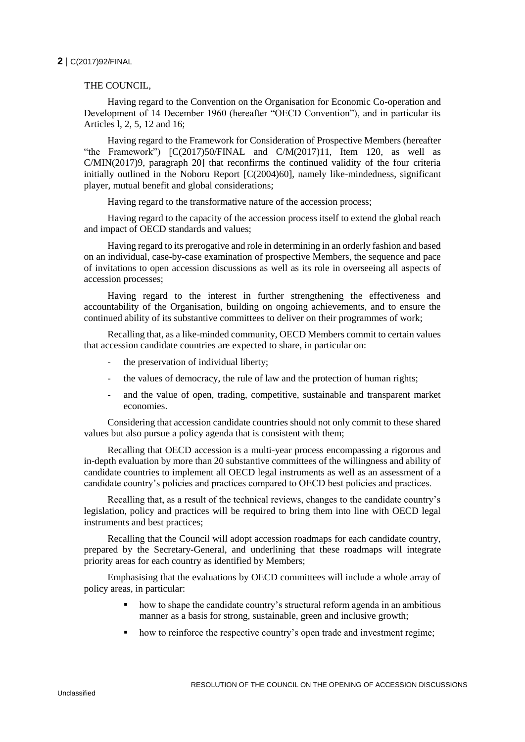THE COUNCIL,

Having regard to the Convention on the Organisation for Economic Co-operation and Development of 14 December 1960 (hereafter "OECD Convention"), and in particular its Articles l, 2, 5, 12 and 16;

Having regard to the Framework for Consideration of Prospective Members (hereafter "the Framework") [C(2017)50/FINAL and C/M(2017)11, Item 120, as well as C/MIN(2017)9, paragraph 20] that reconfirms the continued validity of the four criteria initially outlined in the Noboru Report [C(2004)60], namely like-mindedness, significant player, mutual benefit and global considerations;

Having regard to the transformative nature of the accession process;

Having regard to the capacity of the accession process itself to extend the global reach and impact of OECD standards and values;

Having regard to its prerogative and role in determining in an orderly fashion and based on an individual, case-by-case examination of prospective Members, the sequence and pace of invitations to open accession discussions as well as its role in overseeing all aspects of accession processes;

Having regard to the interest in further strengthening the effectiveness and accountability of the Organisation, building on ongoing achievements, and to ensure the continued ability of its substantive committees to deliver on their programmes of work;

Recalling that, as a like-minded community, OECD Members commit to certain values that accession candidate countries are expected to share, in particular on:

- the preservation of individual liberty;
- the values of democracy, the rule of law and the protection of human rights;
- and the value of open, trading, competitive, sustainable and transparent market economies.

Considering that accession candidate countries should not only commit to these shared values but also pursue a policy agenda that is consistent with them;

Recalling that OECD accession is a multi-year process encompassing a rigorous and in-depth evaluation by more than 20 substantive committees of the willingness and ability of candidate countries to implement all OECD legal instruments as well as an assessment of a candidate country's policies and practices compared to OECD best policies and practices.

Recalling that, as a result of the technical reviews, changes to the candidate country's legislation, policy and practices will be required to bring them into line with OECD legal instruments and best practices;

Recalling that the Council will adopt accession roadmaps for each candidate country, prepared by the Secretary-General, and underlining that these roadmaps will integrate priority areas for each country as identified by Members;

Emphasising that the evaluations by OECD committees will include a whole array of policy areas, in particular:

- how to shape the candidate country's structural reform agenda in an ambitious manner as a basis for strong, sustainable, green and inclusive growth;
- how to reinforce the respective country's open trade and investment regime;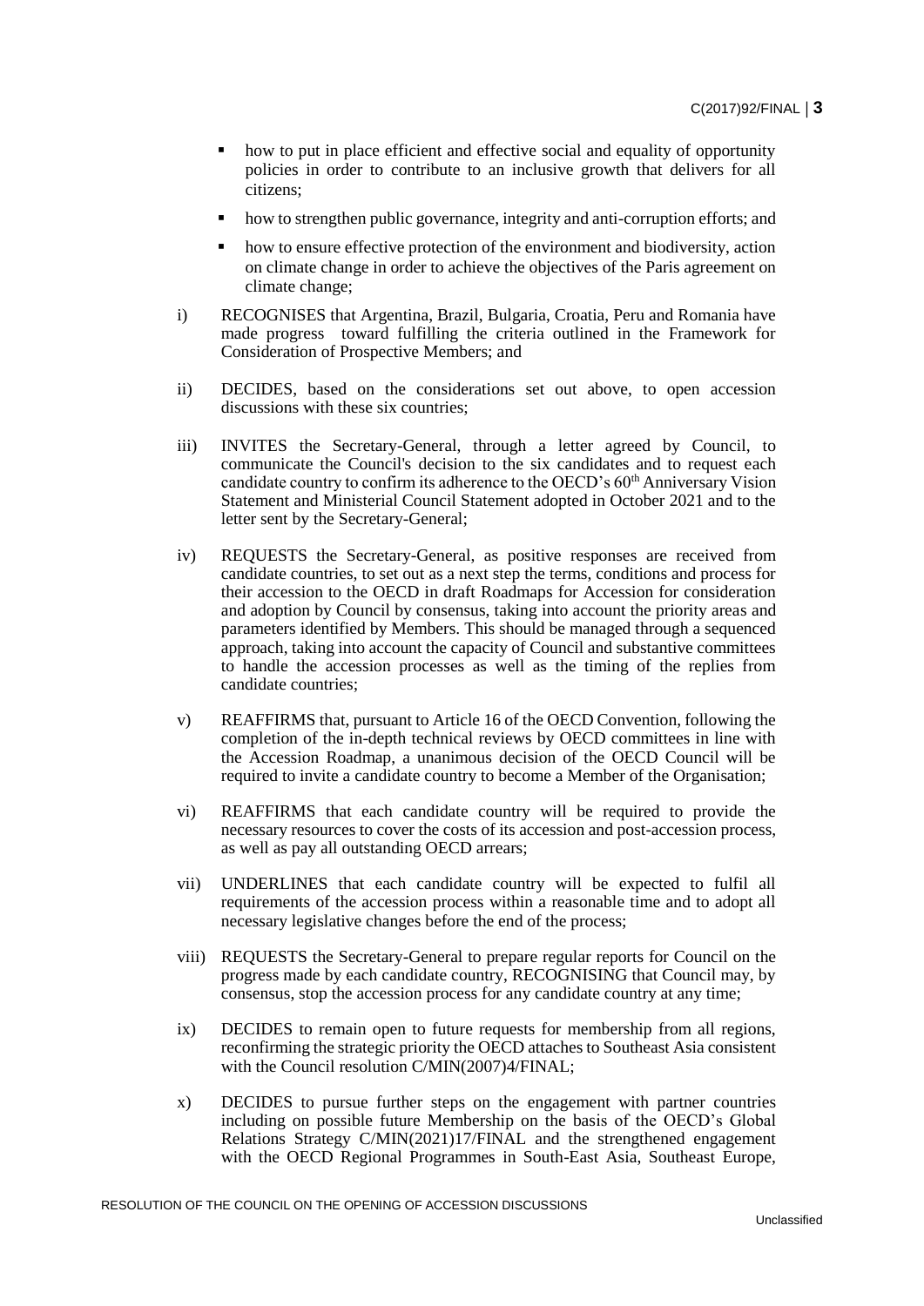- how to put in place efficient and effective social and equality of opportunity policies in order to contribute to an inclusive growth that delivers for all citizens;
- how to strengthen public governance, integrity and anti-corruption efforts; and
- how to ensure effective protection of the environment and biodiversity, action on climate change in order to achieve the objectives of the Paris agreement on climate change;

i) RECOGNISES that Argentina, Brazil, Bulgaria, Croatia, Peru and Romania have made progress toward fulfilling the criteria outlined in the Framework for Consideration of Prospective Members; and

ii) DECIDES, based on the considerations set out above, to open accession discussions with these six countries;

iii) INVITES the Secretary-General, through a letter agreed by Council, to communicate the Council's decision to the six candidates and to request each candidate country to confirm its adherence to the OECD's 60th Anniversary Vision Statement and Ministerial Council Statement adopted in October 2021 and to the letter sent by the Secretary-General;

iv) REQUESTS the Secretary-General, as positive responses are received from candidate countries, to set out as a next step the terms, conditions and process for their accession to the OECD in draft Roadmaps for Accession for consideration and adoption by Council by consensus, taking into account the priority areas and parameters identified by Members. This should be managed through a sequenced approach, taking into account the capacity of Council and substantive committees to handle the accession processes as well as the timing of the replies from candidate countries;

v) REAFFIRMS that, pursuant to Article 16 of the OECD Convention, following the completion of the in-depth technical reviews by OECD committees in line with the Accession Roadmap, a unanimous decision of the OECD Council will be required to invite a candidate country to become a Member of the Organisation;

vi) REAFFIRMS that each candidate country will be required to provide the necessary resources to cover the costs of its accession and post-accession process, as well as pay all outstanding OECD arrears;

vii) UNDERLINES that each candidate country will be expected to fulfil all requirements of the accession process within a reasonable time and to adopt all necessary legislative changes before the end of the process;

viii) REQUESTS the Secretary-General to prepare regular reports for Council on the progress made by each candidate country, RECOGNISING that Council may, by consensus, stop the accession process for any candidate country at any time;

ix) DECIDES to remain open to future requests for membership from all regions, reconfirming the strategic priority the OECD attaches to Southeast Asia consistent with the Council resolution C/MIN(2007)4/FINAL;

x) DECIDES to pursue further steps on the engagement with partner countries including on possible future Membership on the basis of the OECD's Global Relations Strategy C/MIN(2021)17/FINAL and the strengthened engagement with the OECD Regional Programmes in South-East Asia, Southeast Europe,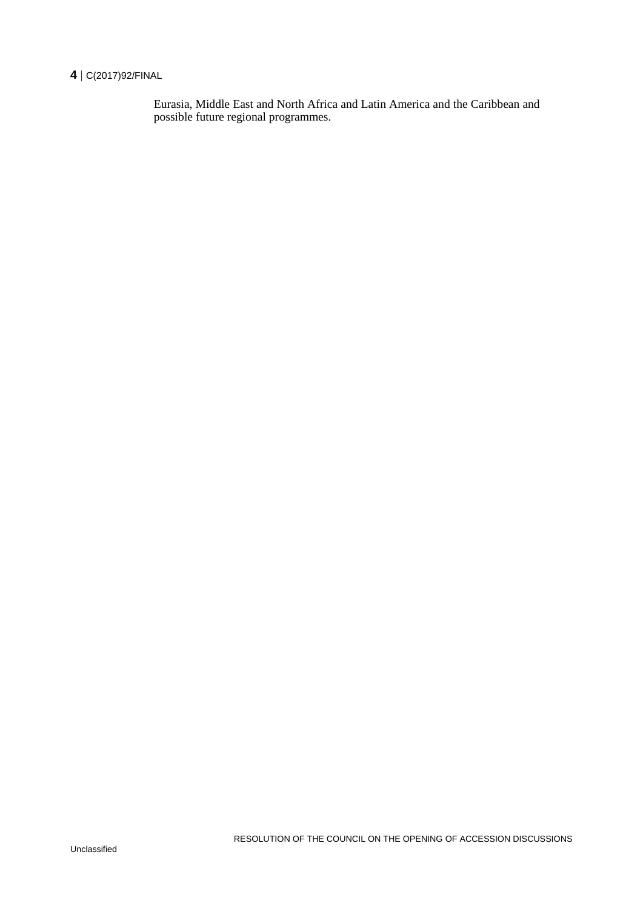Eurasia, Middle East and North Africa and Latin America and the Caribbean and possible future regional programmes.